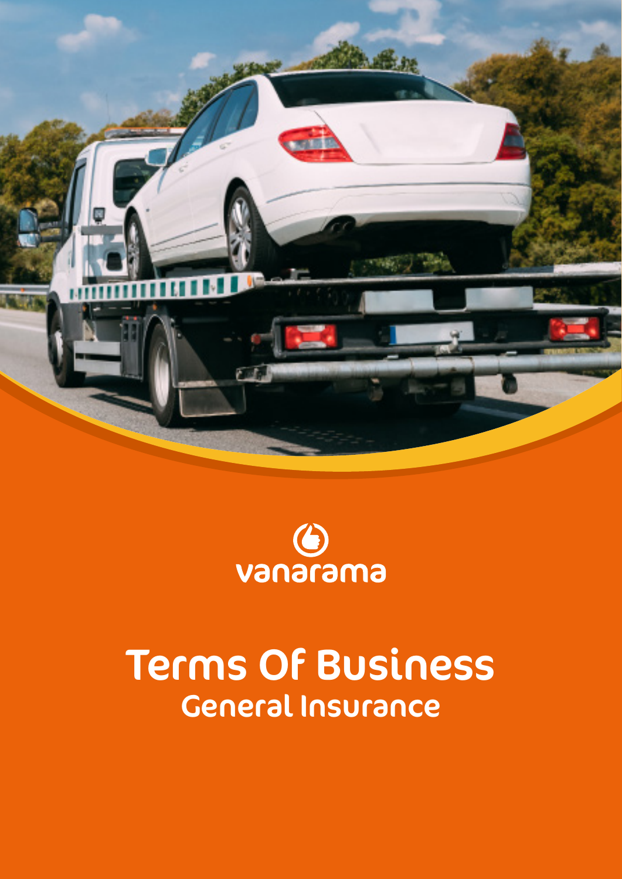vanarama

# Terms Of Business

## General Insurance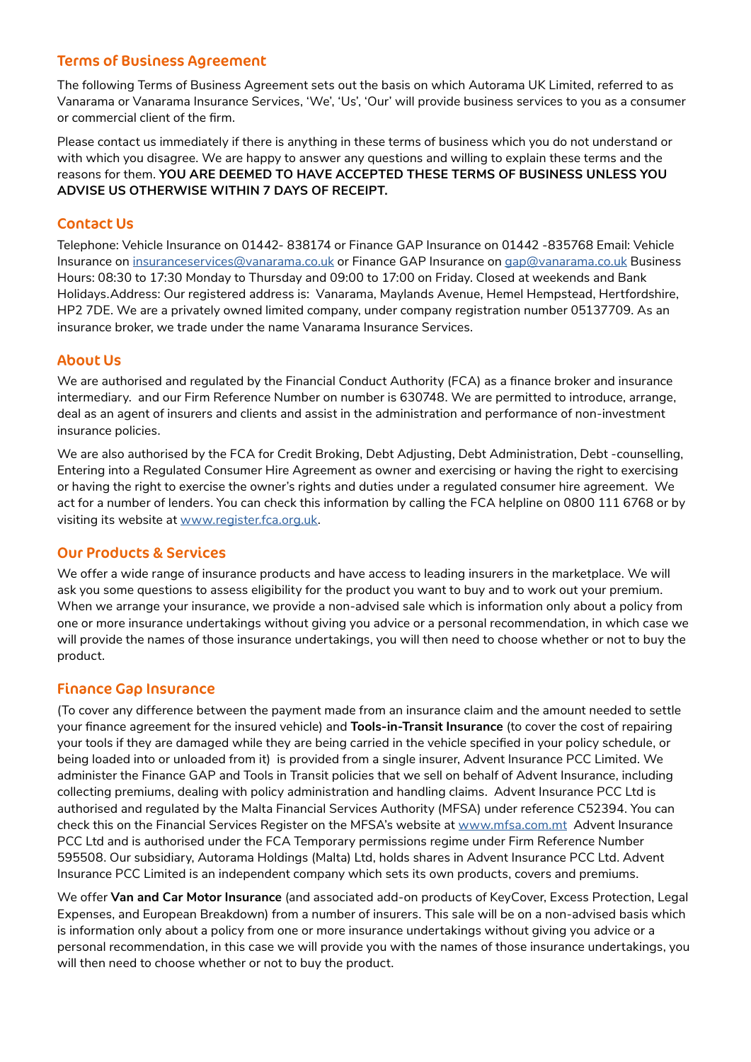## Terms of Business Agreement

The following Terms of Business Agreement sets out the basis on which Autorama UK Limited, referred to as Vanarama or Vanarama Insurance Services, 'We', 'Us', 'Our' will provide business services to you as a consumer or commercial client of the firm.

Please contact us immediately if there is anything in these terms of business which you do not understand or with which you disagree. We are happy to answer any questions and willing to explain these terms and the reasons for them. **YOU ARE DEEMED TO HAVE ACCEPTED THESE TERMS OF BUSINESS UNLESS YOU ADVISE US OTHERWISE WITHIN 7 DAYS OF RECEIPT.**

## Contact Us

Telephone: Vehicle Insurance on 01442- 838174 or Finance GAP Insurance on 01442 -835768 Email: Vehicle Insurance on insuranceservices@vanarama.co.uk or Finance GAP Insurance on gap@vanarama.co.uk Business Hours: 08:30 to 17:30 Monday to Thursday and 09:00 to 17:00 on Friday. Closed at weekends and Bank Holidays.Address: Our registered address is: Vanarama, Maylands Avenue, Hemel Hempstead, Hertfordshire, HP2 7DE. We are a privately owned limited company, under company registration number 05137709. As an insurance broker, we trade under the name Vanarama Insurance Services.

## About Us

We are authorised and regulated by the Financial Conduct Authority (FCA) as a finance broker and insurance intermediary. and our Firm Reference Number on number is 630748. We are permitted to introduce, arrange, deal as an agent of insurers and clients and assist in the administration and performance of non-investment insurance policies.

We are also authorised by the FCA for Credit Broking, Debt Adjusting, Debt Administration, Debt -counselling, Entering into a Regulated Consumer Hire Agreement as owner and exercising or having the right to exercising or having the right to exercise the owner's rights and duties under a regulated consumer hire agreement. We act for a number of lenders. You can check this information by calling the FCA helpline on 0800 111 6768 or by visiting its website at www.register.fca.org.uk.

## Our Products & Services

We offer a wide range of insurance products and have access to leading insurers in the marketplace. We will ask you some questions to assess eligibility for the product you want to buy and to work out your premium. When we arrange your insurance, we provide a non-advised sale which is information only about a policy from one or more insurance undertakings without giving you advice or a personal recommendation, in which case we will provide the names of those insurance undertakings, you will then need to choose whether or not to buy the product.

## Finance Gap Insurance

(To cover any difference between the payment made from an insurance claim and the amount needed to settle your finance agreement for the insured vehicle) and **Tools-in-Transit Insurance** (to cover the cost of repairing your tools if they are damaged while they are being carried in the vehicle specified in your policy schedule, or being loaded into or unloaded from it) is provided from a single insurer, Advent Insurance PCC Limited. We administer the Finance GAP and Tools in Transit policies that we sell on behalf of Advent Insurance, including collecting premiums, dealing with policy administration and handling claims. Advent Insurance PCC Ltd is authorised and regulated by the Malta Financial Services Authority (MFSA) under reference C52394. You can check this on the Financial Services Register on the MFSA's website at www.mfsa.com.mt Advent Insurance PCC Ltd and is authorised under the FCA Temporary permissions regime under Firm Reference Number 595508. Our subsidiary, Autorama Holdings (Malta) Ltd, holds shares in Advent Insurance PCC Ltd. Advent Insurance PCC Limited is an independent company which sets its own products, covers and premiums.

We offer **Van and Car Motor Insurance** (and associated add-on products of KeyCover, Excess Protection, Legal Expenses, and European Breakdown) from a number of insurers. This sale will be on a non-advised basis which is information only about a policy from one or more insurance undertakings without giving you advice or a personal recommendation, in this case we will provide you with the names of those insurance undertakings, you will then need to choose whether or not to buy the product.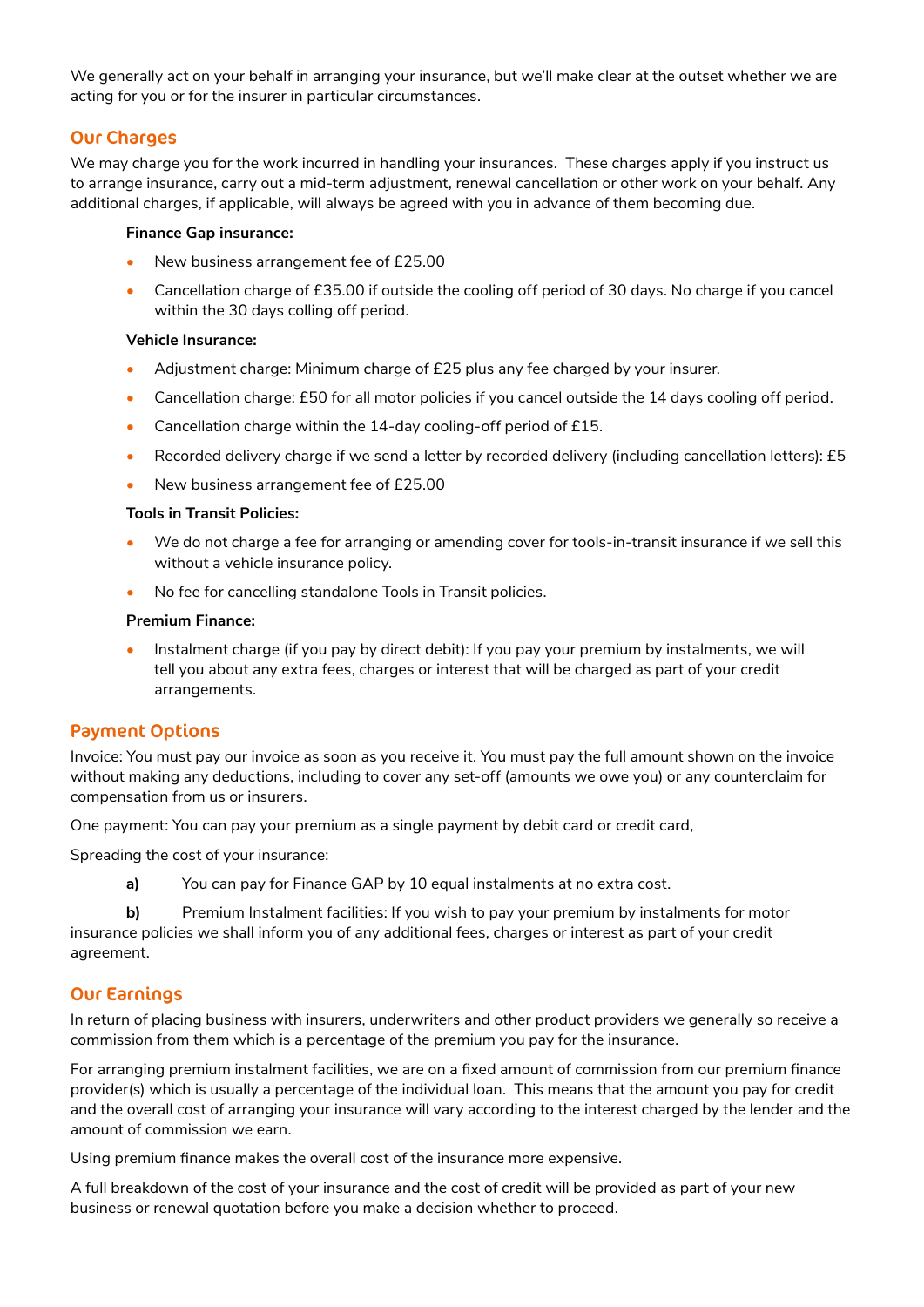We generally act on your behalf in arranging your insurance, but we'll make clear at the outset whether we are acting for you or for the insurer in particular circumstances.

## Our Charges

We may charge you for the work incurred in handling your insurances. These charges apply if you instruct us to arrange insurance, carry out a mid-term adjustment, renewal cancellation or other work on your behalf. Any additional charges, if applicable, will always be agreed with you in advance of them becoming due.

**Finance Gap insurance:**

- New business arrangement fee of £25.00
- Cancellation charge of £35.00 if outside the cooling off period of 30 days. No charge if you cancel within the 30 days colling off period.

**Vehicle Insurance:**

- Adjustment charge: Minimum charge of £25 plus any fee charged by your insurer.
- Cancellation charge: £50 for all motor policies if you cancel outside the 14 days cooling off period.
- Cancellation charge within the 14-day cooling-off period of £15.
- Recorded delivery charge if we send a letter by recorded delivery (including cancellation letters): £5
- New business arrangement fee of £25.00

**Tools in Transit Policies:**

- We do not charge a fee for arranging or amending cover for tools-in-transit insurance if we sell this without a vehicle insurance policy.
- No fee for cancelling standalone Tools in Transit policies.

**Premium Finance:**

- Instalment charge (if you pay by direct debit): If you pay your premium by instalments, we will tell you about any extra fees, charges or interest that will be charged as part of your credit arrangements.

## Payment Options

Invoice: You must pay our invoice as soon as you receive it. You must pay the full amount shown on the invoice without making any deductions, including to cover any set-off (amounts we owe you) or any counterclaim for compensation from us or insurers.

One payment: You can pay your premium as a single payment by debit card or credit card,

Spreading the cost of your insurance:

**a)** You can pay for Finance GAP by 10 equal instalments at no extra cost.

**b)** Premium Instalment facilities: If you wish to pay your premium by instalments for motor insurance policies we shall inform you of any additional fees, charges or interest as part of your credit agreement.

## Our Earnings

In return of placing business with insurers, underwriters and other product providers we generally so receive a commission from them which is a percentage of the premium you pay for the insurance.

For arranging premium instalment facilities, we are on a fixed amount of commission from our premium finance provider(s) which is usually a percentage of the individual loan. This means that the amount you pay for credit and the overall cost of arranging your insurance will vary according to the interest charged by the lender and the amount of commission we earn.

Using premium finance makes the overall cost of the insurance more expensive.

A full breakdown of the cost of your insurance and the cost of credit will be provided as part of your new business or renewal quotation before you make a decision whether to proceed.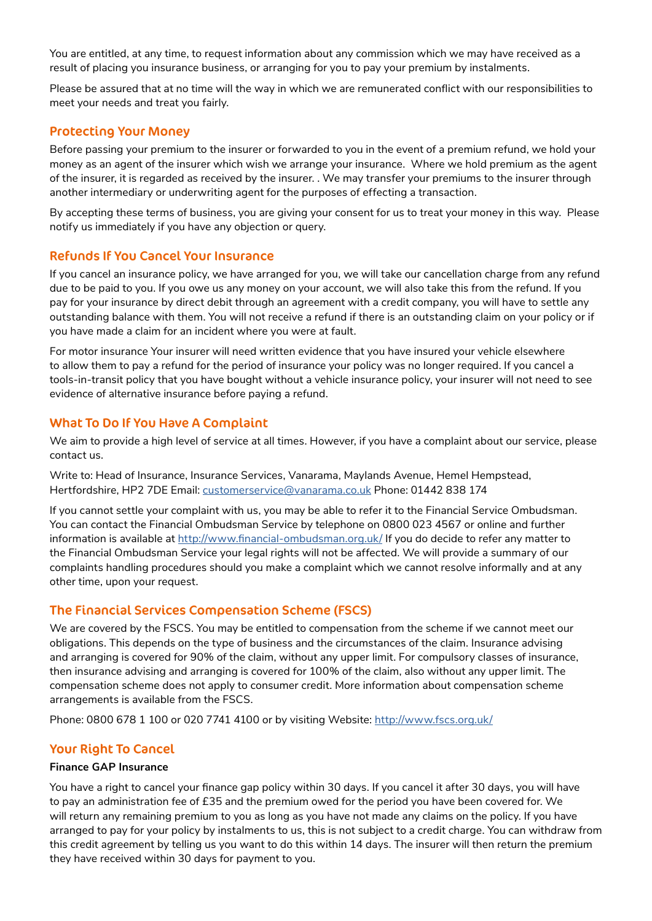You are entitled, at any time, to request information about any commission which we may have received as a result of placing you insurance business, or arranging for you to pay your premium by instalments.

Please be assured that at no time will the way in which we are remunerated conflict with our responsibilities to meet your needs and treat you fairly.

## Protecting Your Money

Before passing your premium to the insurer or forwarded to you in the event of a premium refund, we hold your money as an agent of the insurer which wish we arrange your insurance.  Where we hold premium as the agent of the insurer, it is regarded as received by the insurer. . We may transfer your premiums to the insurer through another intermediary or underwriting agent for the purposes of effecting a transaction.

By accepting these terms of business, you are giving your consent for us to treat your money in this way.  Please notify us immediately if you have any objection or query.

## Refunds If You Cancel Your Insurance

If you cancel an insurance policy, we have arranged for you, we will take our cancellation charge from any refund due to be paid to you. If you owe us any money on your account, we will also take this from the refund. If you pay for your insurance by direct debit through an agreement with a credit company, you will have to settle any outstanding balance with them. You will not receive a refund if there is an outstanding claim on your policy or if you have made a claim for an incident where you were at fault.

For motor insurance Your insurer will need written evidence that you have insured your vehicle elsewhere to allow them to pay a refund for the period of insurance your policy was no longer required. If you cancel a tools-in-transit policy that you have bought without a vehicle insurance policy, your insurer will not need to see evidence of alternative insurance before paying a refund.

## What To Do If You Have A Complaint

We aim to provide a high level of service at all times. However, if you have a complaint about our service, please contact us.

Write to: Head of Insurance, Insurance Services, Vanarama, Maylands Avenue, Hemel Hempstead, Hertfordshire, HP2 7DE Email: customerservice@vanarama.co.uk Phone: 01442 838 174

If you cannot settle your complaint with us, you may be able to refer it to the Financial Service Ombudsman. You can contact the Financial Ombudsman Service by telephone on 0800 023 4567 or online and further information is available at http://www.financial-ombudsman.org.uk/ If you do decide to refer any matter to the Financial Ombudsman Service your legal rights will not be affected. We will provide a summary of our complaints handling procedures should you make a complaint which we cannot resolve informally and at any other time, upon your request.

## The Financial Services Compensation Scheme (FSCS)

We are covered by the FSCS. You may be entitled to compensation from the scheme if we cannot meet our obligations. This depends on the type of business and the circumstances of the claim. Insurance advising and arranging is covered for 90% of the claim, without any upper limit. For compulsory classes of insurance, then insurance advising and arranging is covered for 100% of the claim, also without any upper limit. The compensation scheme does not apply to consumer credit. More information about compensation scheme arrangements is available from the FSCS.

Phone: 0800 678 1 100 or 020 7741 4100 or by visiting Website: http://www.fscs.org.uk/

## Your Right To Cancel

**Finance GAP Insurance**

You have a right to cancel your finance gap policy within 30 days. If you cancel it after 30 days, you will have to pay an administration fee of £35 and the premium owed for the period you have been covered for. We will return any remaining premium to you as long as you have not made any claims on the policy. If you have arranged to pay for your policy by instalments to us, this is not subject to a credit charge. You can withdraw from this credit agreement by telling us you want to do this within 14 days. The insurer will then return the premium they have received within 30 days for payment to you.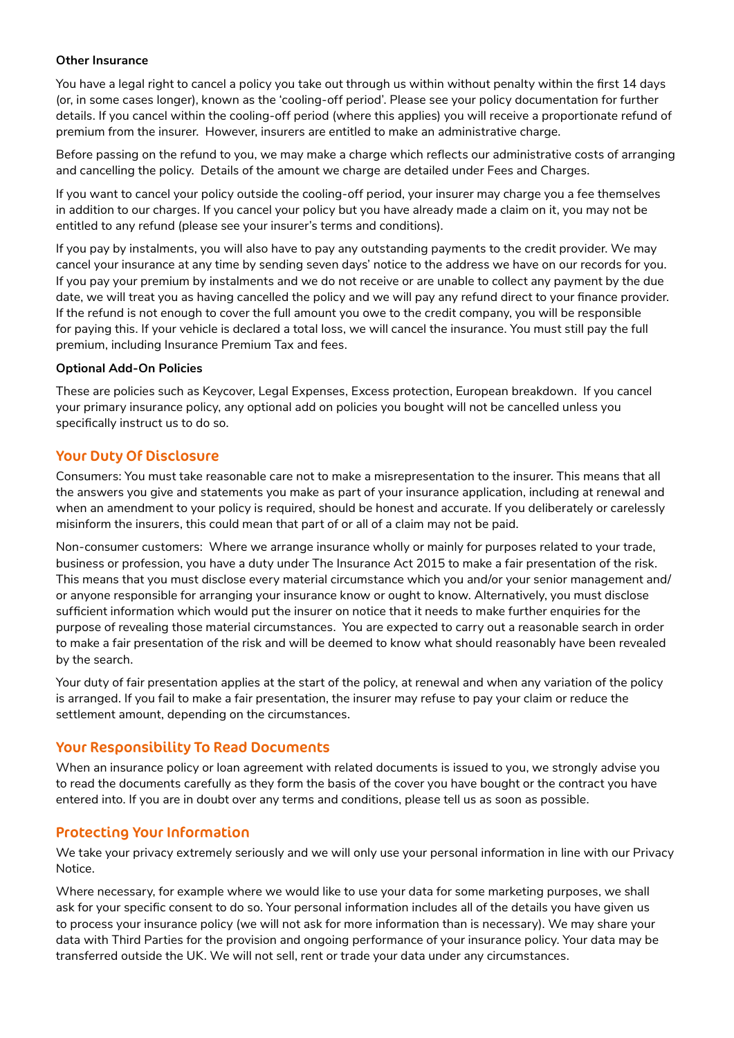**Other Insurance**

You have a legal right to cancel a policy you take out through us within without penalty within the first 14 days (or, in some cases longer), known as the 'cooling-off period'. Please see your policy documentation for further details. If you cancel within the cooling-off period (where this applies) you will receive a proportionate refund of premium from the insurer. However, insurers are entitled to make an administrative charge.

Before passing on the refund to you, we may make a charge which reflects our administrative costs of arranging and cancelling the policy. Details of the amount we charge are detailed under Fees and Charges.

If you want to cancel your policy outside the cooling-off period, your insurer may charge you a fee themselves in addition to our charges. If you cancel your policy but you have already made a claim on it, you may not be entitled to any refund (please see your insurer's terms and conditions).

If you pay by instalments, you will also have to pay any outstanding payments to the credit provider. We may cancel your insurance at any time by sending seven days' notice to the address we have on our records for you. If you pay your premium by instalments and we do not receive or are unable to collect any payment by the due date, we will treat you as having cancelled the policy and we will pay any refund direct to your finance provider. If the refund is not enough to cover the full amount you owe to the credit company, you will be responsible for paying this. If your vehicle is declared a total loss, we will cancel the insurance. You must still pay the full premium, including Insurance Premium Tax and fees.

**Optional Add-On Policies**

These are policies such as Keycover, Legal Expenses, Excess protection, European breakdown. If you cancel your primary insurance policy, any optional add on policies you bought will not be cancelled unless you specifically instruct us to do so.

## Your Duty Of Disclosure

Consumers: You must take reasonable care not to make a misrepresentation to the insurer. This means that all the answers you give and statements you make as part of your insurance application, including at renewal and when an amendment to your policy is required, should be honest and accurate. If you deliberately or carelessly misinform the insurers, this could mean that part of or all of a claim may not be paid.

Non-consumer customers: Where we arrange insurance wholly or mainly for purposes related to your trade, business or profession, you have a duty under The Insurance Act 2015 to make a fair presentation of the risk. This means that you must disclose every material circumstance which you and/or your senior management and/or anyone responsible for arranging your insurance know or ought to know. Alternatively, you must disclose sufficient information which would put the insurer on notice that it needs to make further enquiries for the purpose of revealing those material circumstances. You are expected to carry out a reasonable search in order to make a fair presentation of the risk and will be deemed to know what should reasonably have been revealed by the search.

Your duty of fair presentation applies at the start of the policy, at renewal and when any variation of the policy is arranged. If you fail to make a fair presentation, the insurer may refuse to pay your claim or reduce the settlement amount, depending on the circumstances.

## Your Responsibility To Read Documents

When an insurance policy or loan agreement with related documents is issued to you, we strongly advise you to read the documents carefully as they form the basis of the cover you have bought or the contract you have entered into. If you are in doubt over any terms and conditions, please tell us as soon as possible.

## Protecting Your Information

We take your privacy extremely seriously and we will only use your personal information in line with our Privacy Notice.

Where necessary, for example where we would like to use your data for some marketing purposes, we shall ask for your specific consent to do so. Your personal information includes all of the details you have given us to process your insurance policy (we will not ask for more information than is necessary). We may share your data with Third Parties for the provision and ongoing performance of your insurance policy. Your data may be transferred outside the UK. We will not sell, rent or trade your data under any circumstances.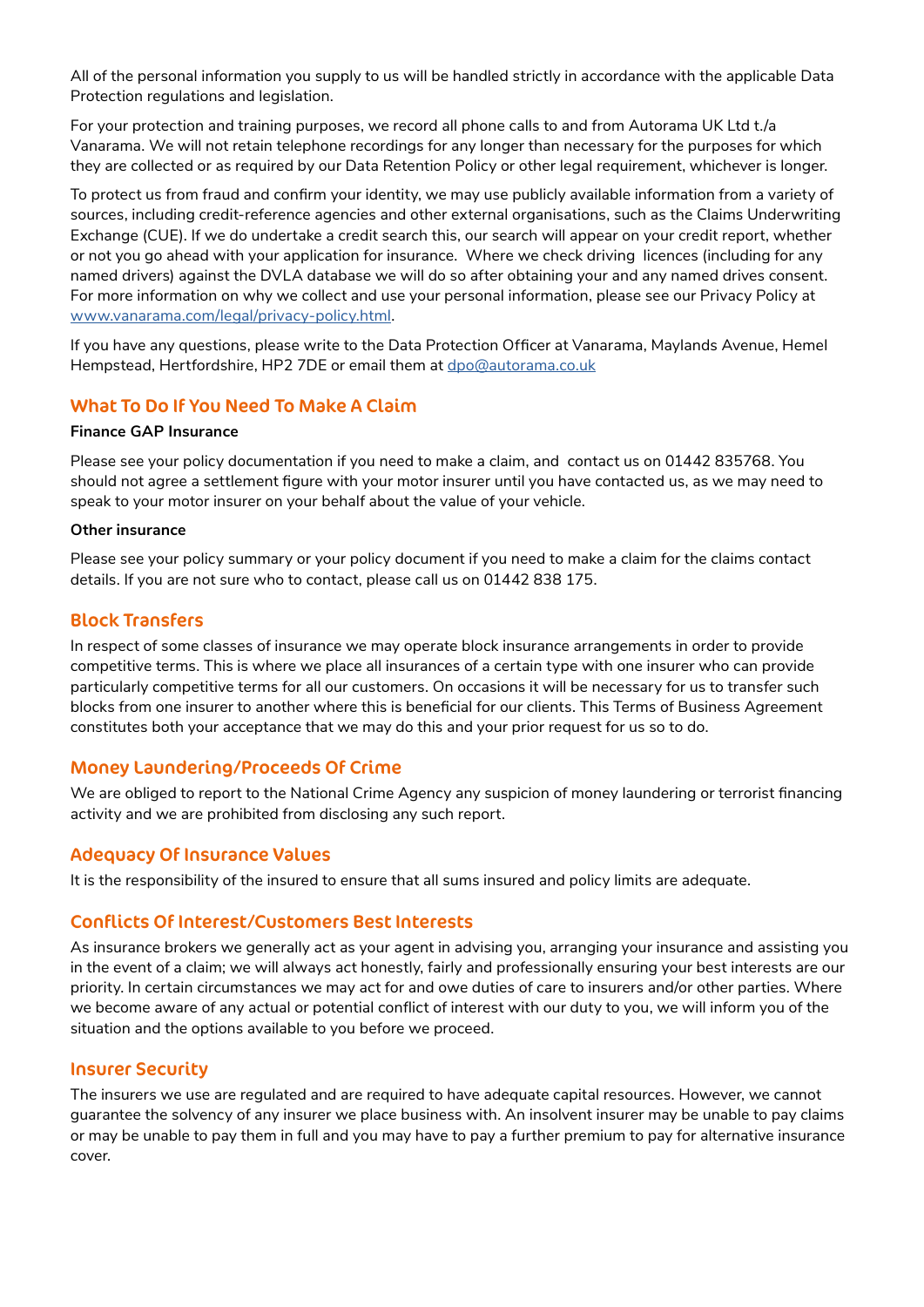All of the personal information you supply to us will be handled strictly in accordance with the applicable Data Protection regulations and legislation.

For your protection and training purposes, we record all phone calls to and from Autorama UK Ltd t./a Vanarama. We will not retain telephone recordings for any longer than necessary for the purposes for which they are collected or as required by our Data Retention Policy or other legal requirement, whichever is longer.

To protect us from fraud and confirm your identity, we may use publicly available information from a variety of sources, including credit-reference agencies and other external organisations, such as the Claims Underwriting Exchange (CUE). If we do undertake a credit search this, our search will appear on your credit report, whether or not you go ahead with your application for insurance. Where we check driving licences (including for any named drivers) against the DVLA database we will do so after obtaining your and any named drives consent. For more information on why we collect and use your personal information, please see our Privacy Policy at [www.vanarama.com/legal/privacy-policy.html](www.vanarama.com/legal/privacy-policy.html).

If you have any questions, please write to the Data Protection Officer at Vanarama, Maylands Avenue, Hemel Hempstead, Hertfordshire, HP2 7DE or email them at [dpo@autorama.co.uk](mailto:dpo@autorama.co.uk)

## What To Do If You Need To Make A Claim

**Finance GAP Insurance**

Please see your policy documentation if you need to make a claim, and contact us on 01442 835768. You should not agree a settlement figure with your motor insurer until you have contacted us, as we may need to speak to your motor insurer on your behalf about the value of your vehicle.

**Other insurance**

Please see your policy summary or your policy document if you need to make a claim for the claims contact details. If you are not sure who to contact, please call us on 01442 838 175.

## Block Transfers

In respect of some classes of insurance we may operate block insurance arrangements in order to provide competitive terms. This is where we place all insurances of a certain type with one insurer who can provide particularly competitive terms for all our customers. On occasions it will be necessary for us to transfer such blocks from one insurer to another where this is beneficial for our clients. This Terms of Business Agreement constitutes both your acceptance that we may do this and your prior request for us so to do.

## Money Laundering/Proceeds Of Crime

We are obliged to report to the National Crime Agency any suspicion of money laundering or terrorist financing activity and we are prohibited from disclosing any such report.

## Adequacy Of Insurance Values

It is the responsibility of the insured to ensure that all sums insured and policy limits are adequate.

## Conflicts Of Interest/Customers Best Interests

As insurance brokers we generally act as your agent in advising you, arranging your insurance and assisting you in the event of a claim; we will always act honestly, fairly and professionally ensuring your best interests are our priority. In certain circumstances we may act for and owe duties of care to insurers and/or other parties. Where we become aware of any actual or potential conflict of interest with our duty to you, we will inform you of the situation and the options available to you before we proceed.

## Insurer Security

The insurers we use are regulated and are required to have adequate capital resources. However, we cannot guarantee the solvency of any insurer we place business with. An insolvent insurer may be unable to pay claims or may be unable to pay them in full and you may have to pay a further premium to pay for alternative insurance cover.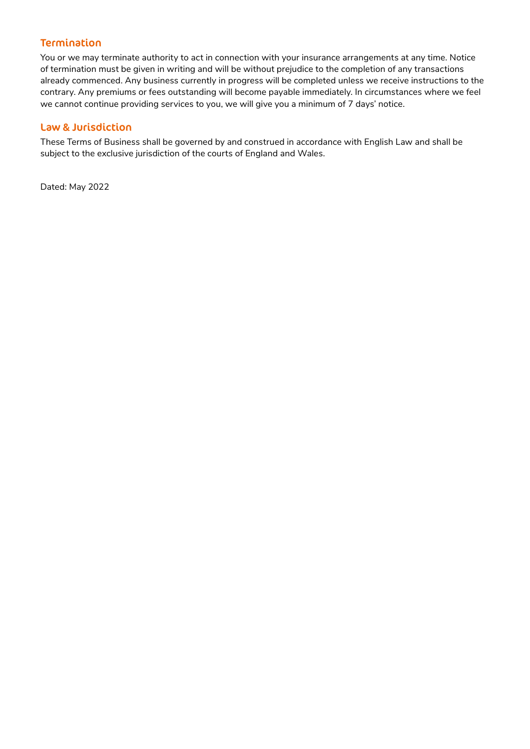## Termination

You or we may terminate authority to act in connection with your insurance arrangements at any time. Notice of termination must be given in writing and will be without prejudice to the completion of any transactions already commenced. Any business currently in progress will be completed unless we receive instructions to the contrary. Any premiums or fees outstanding will become payable immediately. In circumstances where we feel we cannot continue providing services to you, we will give you a minimum of 7 days' notice.

## Law & Jurisdiction

These Terms of Business shall be governed by and construed in accordance with English Law and shall be subject to the exclusive jurisdiction of the courts of England and Wales.

Dated: May 2022